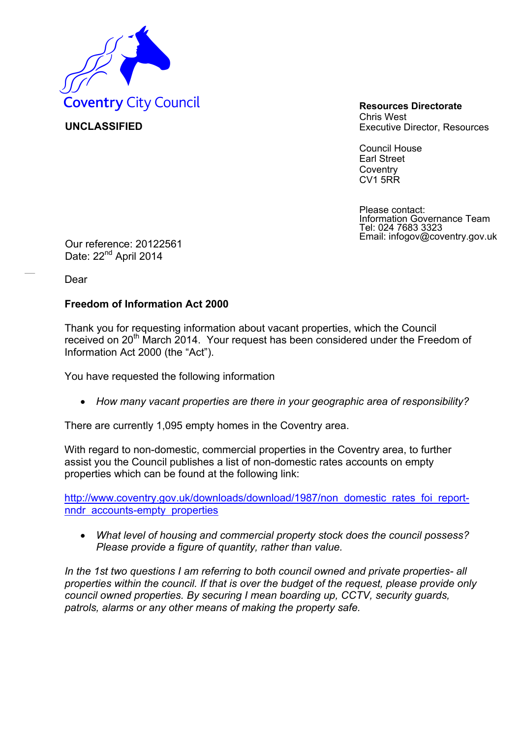Coventry City Council

**UNCLASSIFIED**

**Resources Directorate**
Chris West
Executive Director, Resources

Council House
Earl Street
Coventry
CV1 5RR

Please contact:
Information Governance Team
Tel: 024 7683 3323
Email: infogov@coventry.gov.uk

Our reference: 20122561
Date: 22nd April 2014

Dear

**Freedom of Information Act 2000**

Thank you for requesting information about vacant properties, which the Council received on 20th March 2014. Your request has been considered under the Freedom of Information Act 2000 (the "Act").

You have requested the following information

- *How many vacant properties are there in your geographic area of responsibility?*

There are currently 1,095 empty homes in the Coventry area.

With regard to non-domestic, commercial properties in the Coventry area, to further assist you the Council publishes a list of non-domestic rates accounts on empty properties which can be found at the following link:

http://www.coventry.gov.uk/downloads/download/1987/non_domestic_rates_foi_report-nndr_accounts-empty_properties

- *What level of housing and commercial property stock does the council possess? Please provide a figure of quantity, rather than value.*

*In the 1st two questions I am referring to both council owned and private properties- all properties within the council. If that is over the budget of the request, please provide only council owned properties. By securing I mean boarding up, CCTV, security guards, patrols, alarms or any other means of making the property safe.*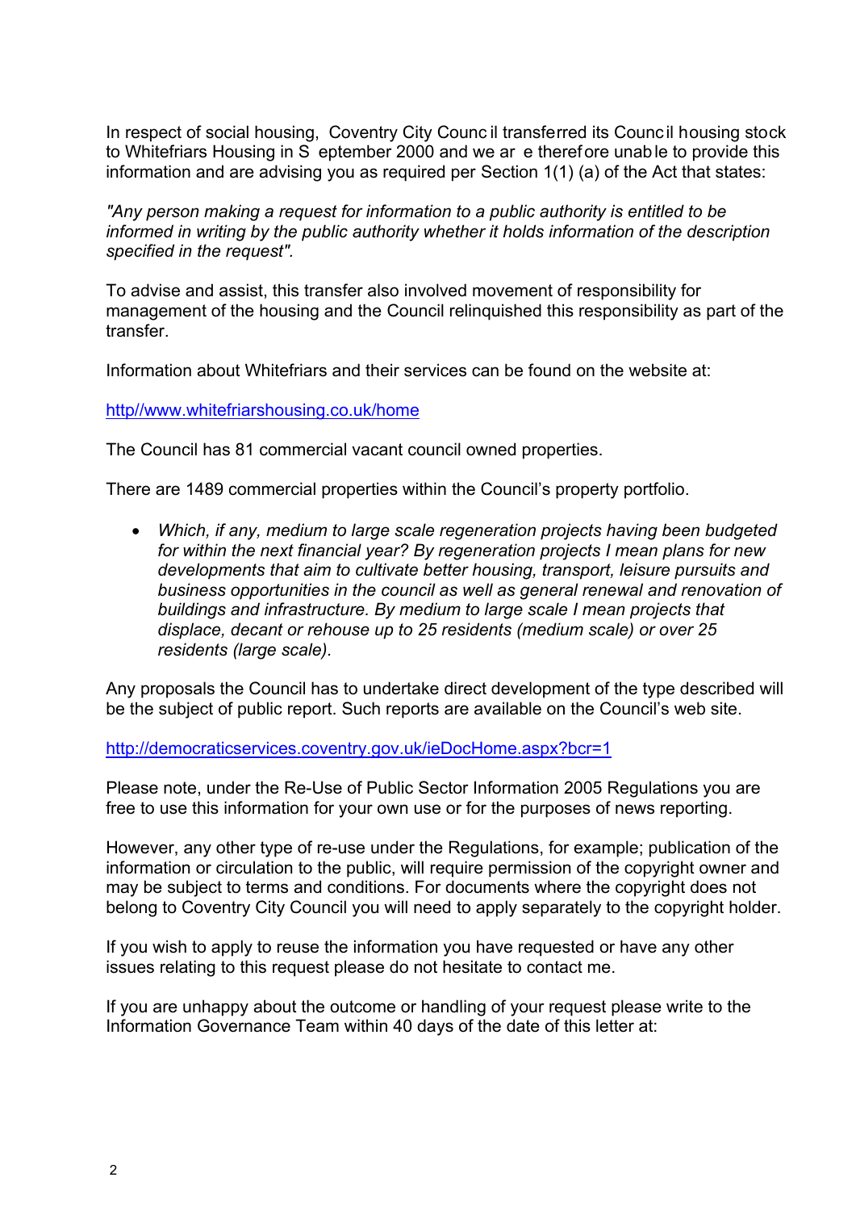In respect of social housing, Coventry City Council transferred its Council housing stock to Whitefriars Housing in September 2000 and we are therefore unable to provide this information and are advising you as required per Section 1(1) (a) of the Act that states:

*"Any person making a request for information to a public authority is entitled to be informed in writing by the public authority whether it holds information of the description specified in the request".*

To advise and assist, this transfer also involved movement of responsibility for management of the housing and the Council relinquished this responsibility as part of the transfer.

Information about Whitefriars and their services can be found on the website at:

http//www.whitefriarshousing.co.uk/home

The Council has 81 commercial vacant council owned properties.

There are 1489 commercial properties within the Council's property portfolio.

- *Which, if any, medium to large scale regeneration projects having been budgeted for within the next financial year? By regeneration projects I mean plans for new developments that aim to cultivate better housing, transport, leisure pursuits and business opportunities in the council as well as general renewal and renovation of buildings and infrastructure. By medium to large scale I mean projects that displace, decant or rehouse up to 25 residents (medium scale) or over 25 residents (large scale).*

Any proposals the Council has to undertake direct development of the type described will be the subject of public report. Such reports are available on the Council's web site.

http://democraticservices.coventry.gov.uk/ieDocHome.aspx?bcr=1

Please note, under the Re-Use of Public Sector Information 2005 Regulations you are free to use this information for your own use or for the purposes of news reporting.

However, any other type of re-use under the Regulations, for example; publication of the information or circulation to the public, will require permission of the copyright owner and may be subject to terms and conditions. For documents where the copyright does not belong to Coventry City Council you will need to apply separately to the copyright holder.

If you wish to apply to reuse the information you have requested or have any other issues relating to this request please do not hesitate to contact me.

If you are unhappy about the outcome or handling of your request please write to the Information Governance Team within 40 days of the date of this letter at: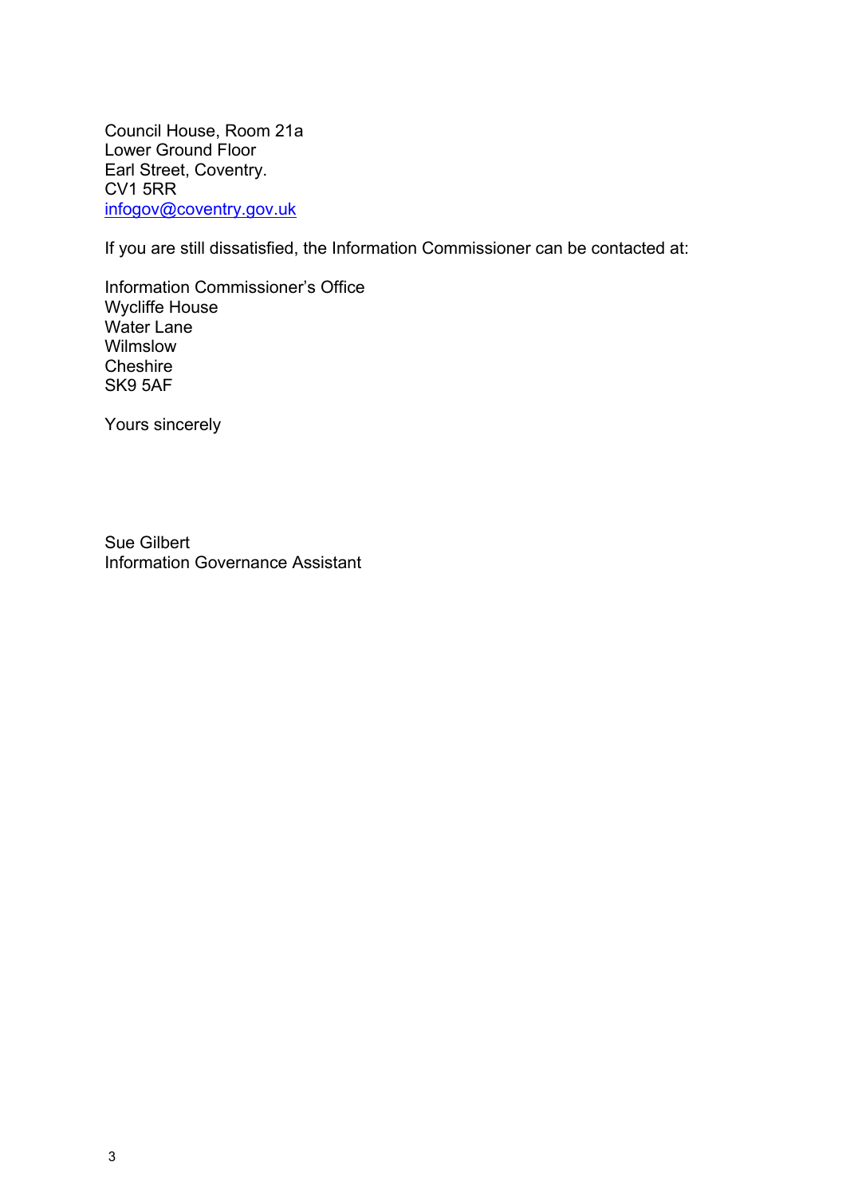Council House, Room 21a  
Lower Ground Floor  
Earl Street, Coventry.  
CV1 5RR  
infogov@coventry.gov.uk

If you are still dissatisfied, the Information Commissioner can be contacted at:

Information Commissioner's Office  
Wycliffe House  
Water Lane  
Wilmslow  
Cheshire  
SK9 5AF

Yours sincerely

Sue Gilbert  
Information Governance Assistant